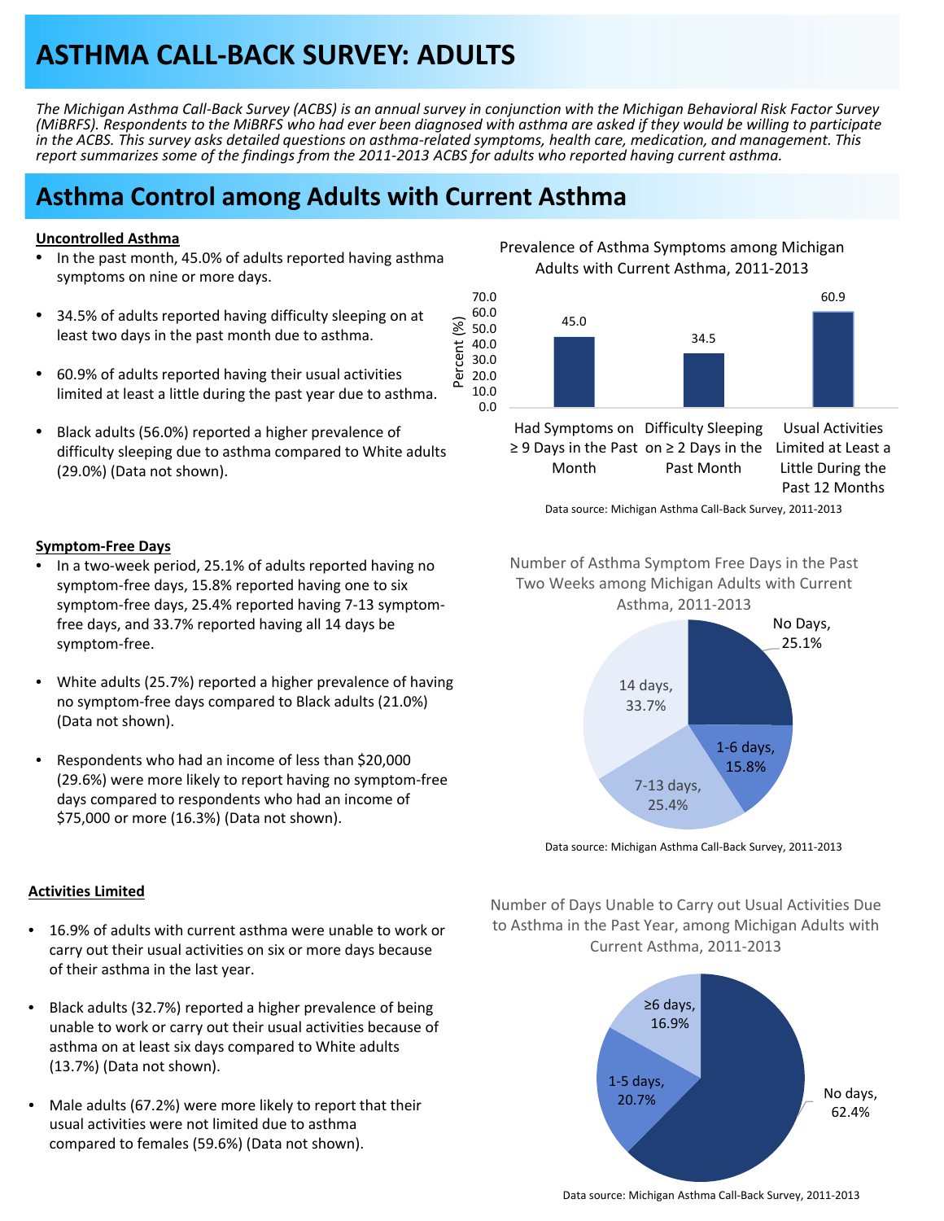# ASTHMA CALL-BACK SURVEY: ADULTS

*The Michigan Asthma Call-Back Survey (ACBS) is an annual survey in conjunction with the Michigan Behavioral Risk Factor Survey (MiBRFS). Respondents to the MiBRFS who had ever been diagnosed with asthma are asked if they would be willing to participate in the ACBS. This survey asks detailed questions on asthma-related symptoms, health care, medication, and management. This report summarizes some of the findings from the 2011-2013 ACBS for adults who reported having current asthma.*

## Asthma Control among Adults with Current Asthma

### Uncontrolled Asthma

- In the past month, 45.0% of adults reported having asthma symptoms on nine or more days.
- 34.5% of adults reported having difficulty sleeping on at least two days in the past month due to asthma.
- 60.9% of adults reported having their usual activities limited at least a little during the past year due to asthma.
- Black adults (56.0%) reported a higher prevalence of difficulty sleeping due to asthma compared to White adults (29.0%) (Data not shown).

Prevalence of Asthma Symptoms among Michigan Adults with Current Asthma, 2011-2013

| Measure | Percent (%) |
|---|---|
| Had Symptoms on ≥ 9 Days in the Past Month | 45.0 |
| Difficulty Sleeping on ≥ 2 Days in the Past Month | 34.5 |
| Usual Activities Limited at Least a Little During the Past 12 Months | 60.9 |

Data source: Michigan Asthma Call-Back Survey, 2011-2013

### Symptom-Free Days

- In a two-week period, 25.1% of adults reported having no symptom-free days, 15.8% reported having one to six symptom-free days, 25.4% reported having 7-13 symptom-free days, and 33.7% reported having all 14 days be symptom-free.
- White adults (25.7%) reported a higher prevalence of having no symptom-free days compared to Black adults (21.0%) (Data not shown).
- Respondents who had an income of less than $20,000 (29.6%) were more likely to report having no symptom-free days compared to respondents who had an income of $75,000 or more (16.3%) (Data not shown).

Number of Asthma Symptom Free Days in the Past Two Weeks among Michigan Adults with Current Asthma, 2011-2013

| Symptom Free Days | Percent |
|---|---|
| No Days | 25.1% |
| 1-6 days | 15.8% |
| 7-13 days | 25.4% |
| 14 days | 33.7% |

Data source: Michigan Asthma Call-Back Survey, 2011-2013

### Activities Limited

- 16.9% of adults with current asthma were unable to work or carry out their usual activities on six or more days because of their asthma in the last year.
- Black adults (32.7%) reported a higher prevalence of being unable to work or carry out their usual activities because of asthma on at least six days compared to White adults (13.7%) (Data not shown).
- Male adults (67.2%) were more likely to report that their usual activities were not limited due to asthma compared to females (59.6%) (Data not shown).

Number of Days Unable to Carry out Usual Activities Due to Asthma in the Past Year, among Michigan Adults with Current Asthma, 2011-2013

| Days | Percent |
|---|---|
| No days | 62.4% |
| 1-5 days | 20.7% |
| ≥6 days | 16.9% |

Data source: Michigan Asthma Call-Back Survey, 2011-2013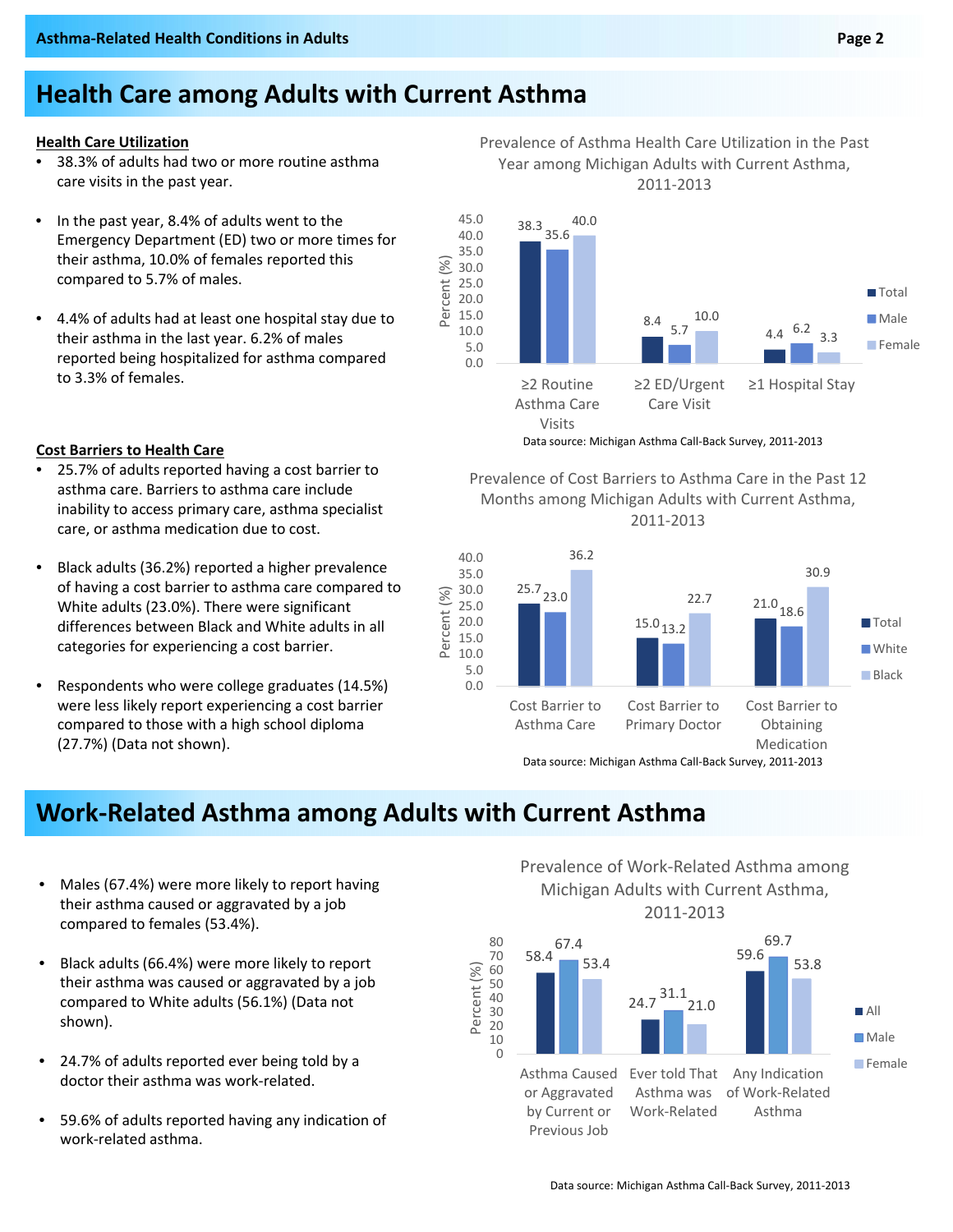# Health Care among Adults with Current Asthma

**Health Care Utilization**

- 38.3% of adults had two or more routine asthma care visits in the past year.
- In the past year, 8.4% of adults went to the Emergency Department (ED) two or more times for their asthma, 10.0% of females reported this compared to 5.7% of males.
- 4.4% of adults had at least one hospital stay due to their asthma in the last year. 6.2% of males reported being hospitalized for asthma compared to 3.3% of females.

Prevalence of Asthma Health Care Utilization in the Past Year among Michigan Adults with Current Asthma, 2011-2013

| Percent (%) | Total | Male | Female |
|---|---|---|---|
| ≥2 Routine Asthma Care Visits | 38.3 | 35.6 | 40.0 |
| ≥2 ED/Urgent Care Visit | 8.4 | 5.7 | 10.0 |
| ≥1 Hospital Stay | 4.4 | 6.2 | 3.3 |

Data source: Michigan Asthma Call-Back Survey, 2011-2013

**Cost Barriers to Health Care**

- 25.7% of adults reported having a cost barrier to asthma care. Barriers to asthma care include inability to access primary care, asthma specialist care, or asthma medication due to cost.
- Black adults (36.2%) reported a higher prevalence of having a cost barrier to asthma care compared to White adults (23.0%). There were significant differences between Black and White adults in all categories for experiencing a cost barrier.
- Respondents who were college graduates (14.5%) were less likely report experiencing a cost barrier compared to those with a high school diploma (27.7%) (Data not shown).

Prevalence of Cost Barriers to Asthma Care in the Past 12 Months among Michigan Adults with Current Asthma, 2011-2013

| Percent (%) | Total | White | Black |
|---|---|---|---|
| Cost Barrier to Asthma Care | 25.7 | 23.0 | 36.2 |
| Cost Barrier to Primary Doctor | 15.0 | 13.2 | 22.7 |
| Cost Barrier to Obtaining Medication | 21.0 | 18.6 | 30.9 |

Data source: Michigan Asthma Call-Back Survey, 2011-2013

# Work-Related Asthma among Adults with Current Asthma

- Males (67.4%) were more likely to report having their asthma caused or aggravated by a job compared to females (53.4%).
- Black adults (66.4%) were more likely to report their asthma was caused or aggravated by a job compared to White adults (56.1%) (Data not shown).
- 24.7% of adults reported ever being told by a doctor their asthma was work-related.
- 59.6% of adults reported having any indication of work-related asthma.

Prevalence of Work-Related Asthma among Michigan Adults with Current Asthma, 2011-2013

| Percent (%) | All | Male | Female |
|---|---|---|---|
| Asthma Caused or Aggravated by Current or Previous Job | 58.4 | 67.4 | 53.4 |
| Ever told That Asthma was Work-Related | 24.7 | 31.1 | 21.0 |
| Any Indication of Work-Related Asthma | 59.6 | 69.7 | 53.8 |

Data source: Michigan Asthma Call-Back Survey, 2011-2013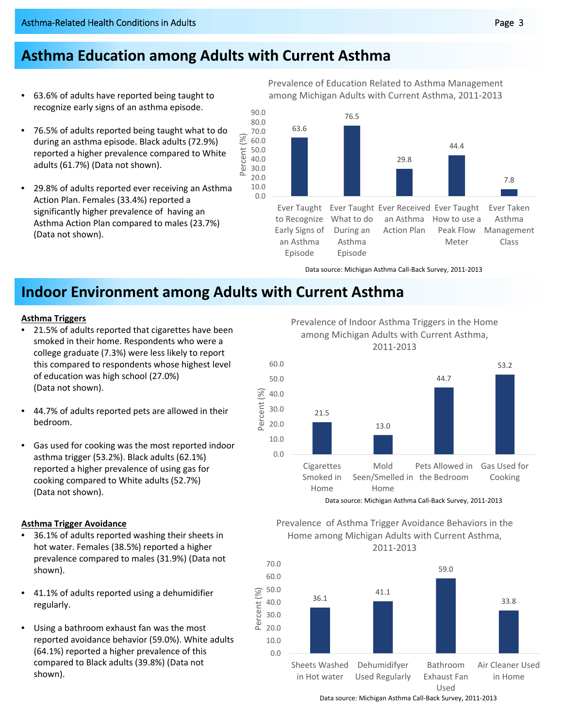## Asthma Education among Adults with Current Asthma

- 63.6% of adults have reported being taught to recognize early signs of an asthma episode.
- 76.5% of adults reported being taught what to do during an asthma episode. Black adults (72.9%) reported a higher prevalence compared to White adults (61.7%) (Data not shown).
- 29.8% of adults reported ever receiving an Asthma Action Plan. Females (33.4%) reported a significantly higher prevalence of having an Asthma Action Plan compared to males (23.7%) (Data not shown).

Prevalence of Education Related to Asthma Management among Michigan Adults with Current Asthma, 2011-2013

| Education | Percent (%) |
|---|---|
| Ever Taught to Recognize Early Signs of an Asthma Episode | 63.6 |
| Ever Taught What to do During an Asthma Episode | 76.5 |
| Ever Received an Asthma Action Plan | 29.8 |
| Ever Taught How to use a Peak Flow Meter | 44.4 |
| Ever Taken Asthma Management Class | 7.8 |

Data source: Michigan Asthma Call-Back Survey, 2011-2013

## Indoor Environment among Adults with Current Asthma

**Asthma Triggers**

- 21.5% of adults reported that cigarettes have been smoked in their home. Respondents who were a college graduate (7.3%) were less likely to report this compared to respondents whose highest level of education was high school (27.0%) (Data not shown).
- 44.7% of adults reported pets are allowed in their bedroom.
- Gas used for cooking was the most reported indoor asthma trigger (53.2%). Black adults (62.1%) reported a higher prevalence of using gas for cooking compared to White adults (52.7%) (Data not shown).

Prevalence of Indoor Asthma Triggers in the Home among Michigan Adults with Current Asthma, 2011-2013

| Trigger | Percent (%) |
|---|---|
| Cigarettes Smoked in Home | 21.5 |
| Mold Seen/Smelled in Home | 13.0 |
| Pets Allowed in the Bedroom | 44.7 |
| Gas Used for Cooking | 53.2 |

Data source: Michigan Asthma Call-Back Survey, 2011-2013

**Asthma Trigger Avoidance**

- 36.1% of adults reported washing their sheets in hot water. Females (38.5%) reported a higher prevalence compared to males (31.9%) (Data not shown).
- 41.1% of adults reported using a dehumidifier regularly.
- Using a bathroom exhaust fan was the most reported avoidance behavior (59.0%). White adults (64.1%) reported a higher prevalence of this compared to Black adults (39.8%) (Data not shown).

Prevalence of Asthma Trigger Avoidance Behaviors in the Home among Michigan Adults with Current Asthma, 2011-2013

| Behavior | Percent (%) |
|---|---|
| Sheets Washed in Hot water | 36.1 |
| Dehumidifyer Used Regularly | 41.1 |
| Bathroom Exhaust Fan Used | 59.0 |
| Air Cleaner Used in Home | 33.8 |

Data source: Michigan Asthma Call-Back Survey, 2011-2013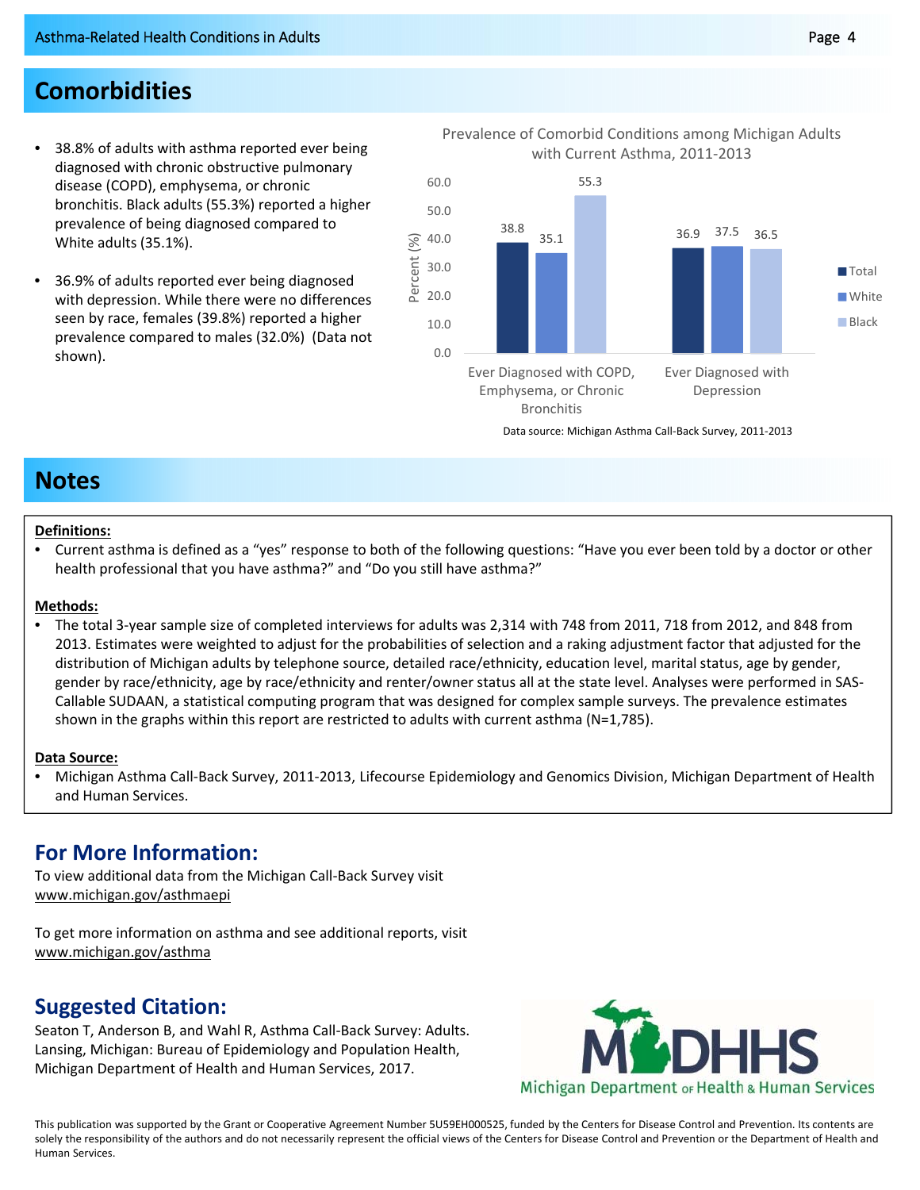## Comorbidities

- 38.8% of adults with asthma reported ever being diagnosed with chronic obstructive pulmonary disease (COPD), emphysema, or chronic bronchitis. Black adults (55.3%) reported a higher prevalence of being diagnosed compared to White adults (35.1%).
- 36.9% of adults reported ever being diagnosed with depression. While there were no differences seen by race, females (39.8%) reported a higher prevalence compared to males (32.0%) (Data not shown).

Prevalence of Comorbid Conditions among Michigan Adults with Current Asthma, 2011-2013

Percent (%)

60.0
50.0
40.0
30.0
20.0
10.0
0.0

38.8
35.1
55.3
36.9
37.5
36.5

Ever Diagnosed with COPD, Emphysema, or Chronic Bronchitis

Ever Diagnosed with Depression

Total
White
Black

Data source: Michigan Asthma Call-Back Survey, 2011-2013

## Notes

**Definitions:**

- Current asthma is defined as a "yes" response to both of the following questions: "Have you ever been told by a doctor or other health professional that you have asthma?" and "Do you still have asthma?"

**Methods:**

- The total 3-year sample size of completed interviews for adults was 2,314 with 748 from 2011, 718 from 2012, and 848 from 2013. Estimates were weighted to adjust for the probabilities of selection and a raking adjustment factor that adjusted for the distribution of Michigan adults by telephone source, detailed race/ethnicity, education level, marital status, age by gender, gender by race/ethnicity, age by race/ethnicity and renter/owner status all at the state level. Analyses were performed in SAS-Callable SUDAAN, a statistical computing program that was designed for complex sample surveys. The prevalence estimates shown in the graphs within this report are restricted to adults with current asthma (N=1,785).

**Data Source:**

- Michigan Asthma Call-Back Survey, 2011-2013, Lifecourse Epidemiology and Genomics Division, Michigan Department of Health and Human Services.

## For More Information:

To view additional data from the Michigan Call-Back Survey visit
www.michigan.gov/asthmaepi

To get more information on asthma and see additional reports, visit
www.michigan.gov/asthma

## Suggested Citation:

Seaton T, Anderson B, and Wahl R, Asthma Call-Back Survey: Adults. Lansing, Michigan: Bureau of Epidemiology and Population Health, Michigan Department of Health and Human Services, 2017.

MDHHS
Michigan Department of Health & Human Services

This publication was supported by the Grant or Cooperative Agreement Number 5U59EH000525, funded by the Centers for Disease Control and Prevention. Its contents are solely the responsibility of the authors and do not necessarily represent the official views of the Centers for Disease Control and Prevention or the Department of Health and Human Services.